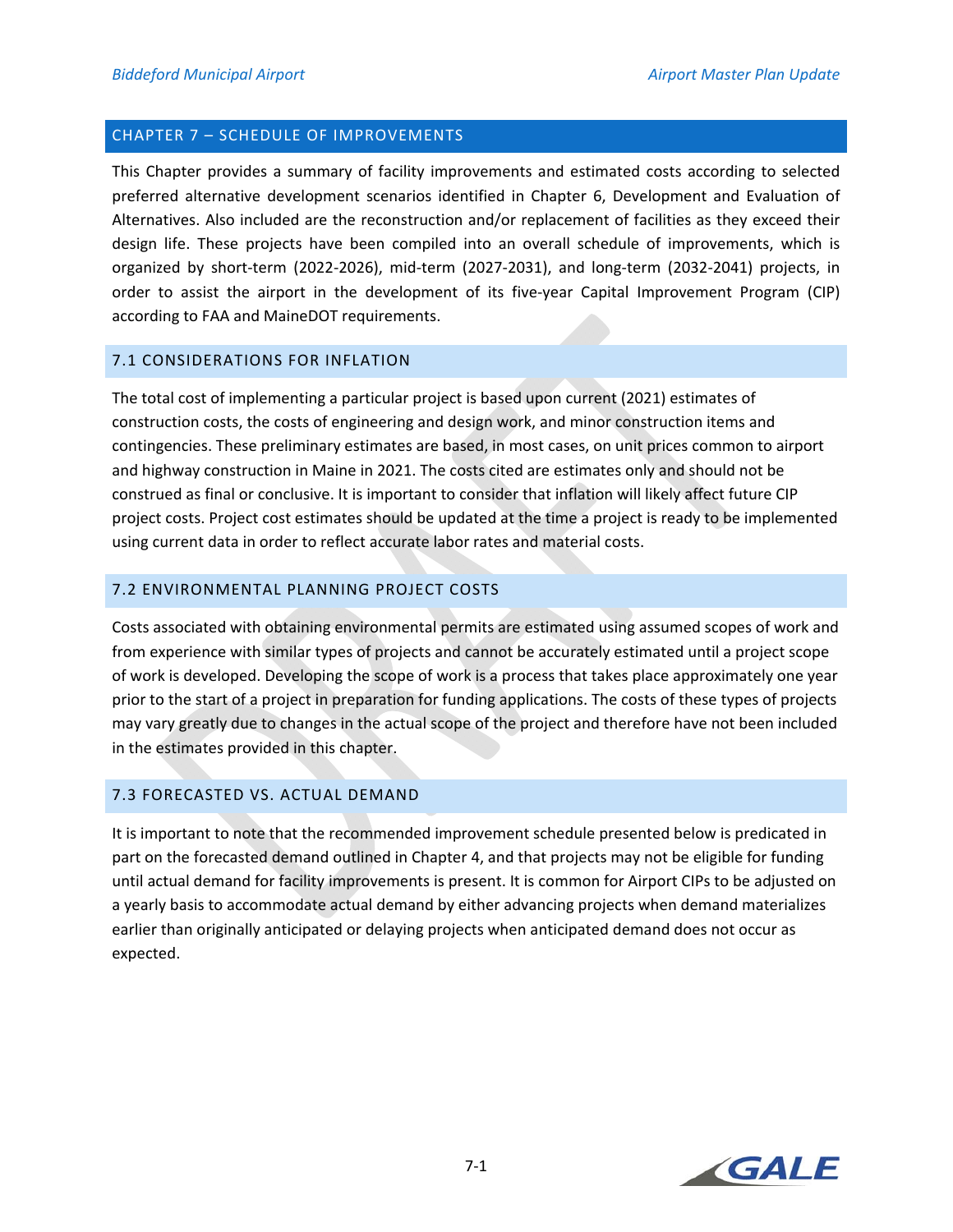# CHAPTER 7 – SCHEDULE OF IMPROVEMENTS

This Chapter provides a summary of facility improvements and estimated costs according to selected preferred alternative development scenarios identified in Chapter 6, Development and Evaluation of Alternatives. Also included are the reconstruction and/or replacement of facilities as they exceed their design life. These projects have been compiled into an overall schedule of improvements, which is organized by short-term (2022-2026), mid-term (2027-2031), and long-term (2032-2041) projects, in order to assist the airport in the development of its five-year Capital Improvement Program (CIP) according to FAA and MaineDOT requirements.

## 7.1 CONSIDERATIONS FOR INFLATION

The total cost of implementing a particular project is based upon current (2021) estimates of construction costs, the costs of engineering and design work, and minor construction items and contingencies. These preliminary estimates are based, in most cases, on unit prices common to airport and highway construction in Maine in 2021. The costs cited are estimates only and should not be construed as final or conclusive. It is important to consider that inflation will likely affect future CIP project costs. Project cost estimates should be updated at the time a project is ready to be implemented using current data in order to reflect accurate labor rates and material costs.

## 7.2 ENVIRONMENTAL PLANNING PROJECT COSTS

Costs associated with obtaining environmental permits are estimated using assumed scopes of work and from experience with similar types of projects and cannot be accurately estimated until a project scope of work is developed. Developing the scope of work is a process that takes place approximately one year prior to the start of a project in preparation for funding applications. The costs of these types of projects may vary greatly due to changes in the actual scope of the project and therefore have not been included in the estimates provided in this chapter.

## 7.3 FORECASTED VS. ACTUAL DEMAND

It is important to note that the recommended improvement schedule presented below is predicated in part on the forecasted demand outlined in Chapter 4, and that projects may not be eligible for funding until actual demand for facility improvements is present. It is common for Airport CIPs to be adjusted on a yearly basis to accommodate actual demand by either advancing projects when demand materializes earlier than originally anticipated or delaying projects when anticipated demand does not occur as expected.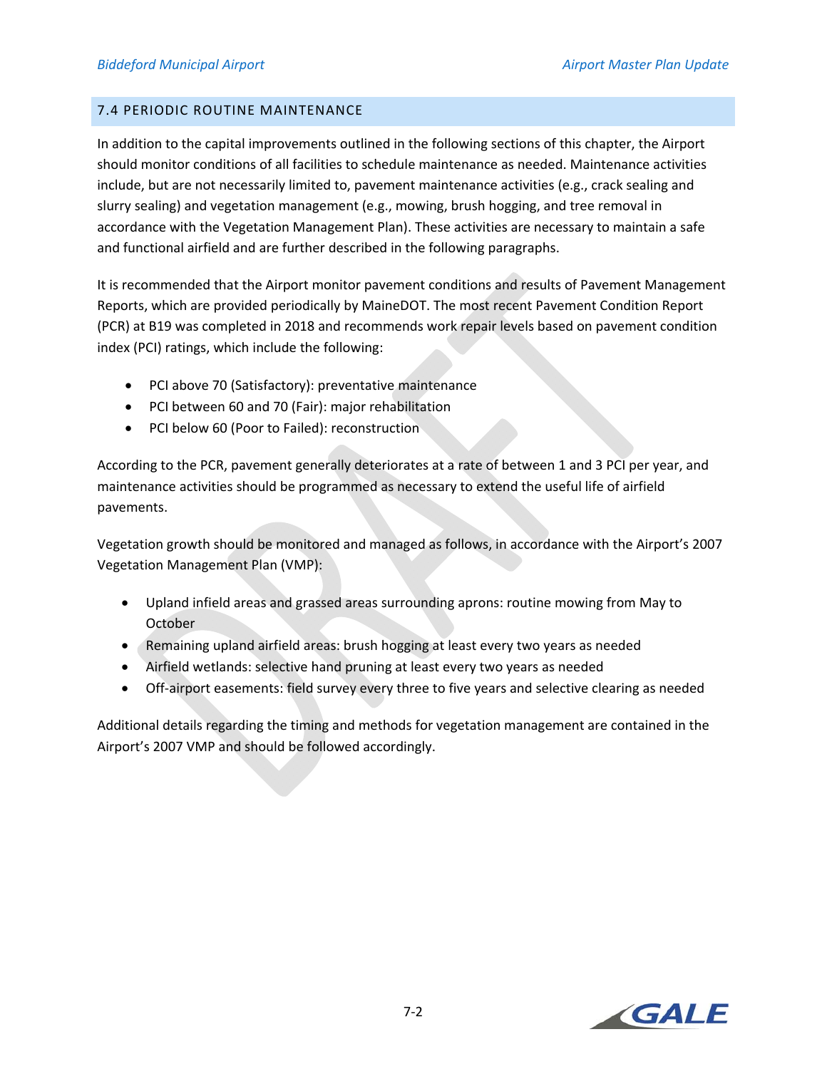## 7.4 PERIODIC ROUTINE MAINTENANCE

In addition to the capital improvements outlined in the following sections of this chapter, the Airport should monitor conditions of all facilities to schedule maintenance as needed. Maintenance activities include, but are not necessarily limited to, pavement maintenance activities (e.g., crack sealing and slurry sealing) and vegetation management (e.g., mowing, brush hogging, and tree removal in accordance with the Vegetation Management Plan). These activities are necessary to maintain a safe and functional airfield and are further described in the following paragraphs.

It is recommended that the Airport monitor pavement conditions and results of Pavement Management Reports, which are provided periodically by MaineDOT. The most recent Pavement Condition Report (PCR) at B19 was completed in 2018 and recommends work repair levels based on pavement condition index (PCI) ratings, which include the following:

- PCI above 70 (Satisfactory): preventative maintenance
- PCI between 60 and 70 (Fair): major rehabilitation
- PCI below 60 (Poor to Failed): reconstruction

According to the PCR, pavement generally deteriorates at a rate of between 1 and 3 PCI per year, and maintenance activities should be programmed as necessary to extend the useful life of airfield pavements.

Vegetation growth should be monitored and managed as follows, in accordance with the Airport's 2007 Vegetation Management Plan (VMP):

- Upland infield areas and grassed areas surrounding aprons: routine mowing from May to October
- Remaining upland airfield areas: brush hogging at least every two years as needed
- Airfield wetlands: selective hand pruning at least every two years as needed
- Off-airport easements: field survey every three to five years and selective clearing as needed

Additional details regarding the timing and methods for vegetation management are contained in the Airport's 2007 VMP and should be followed accordingly.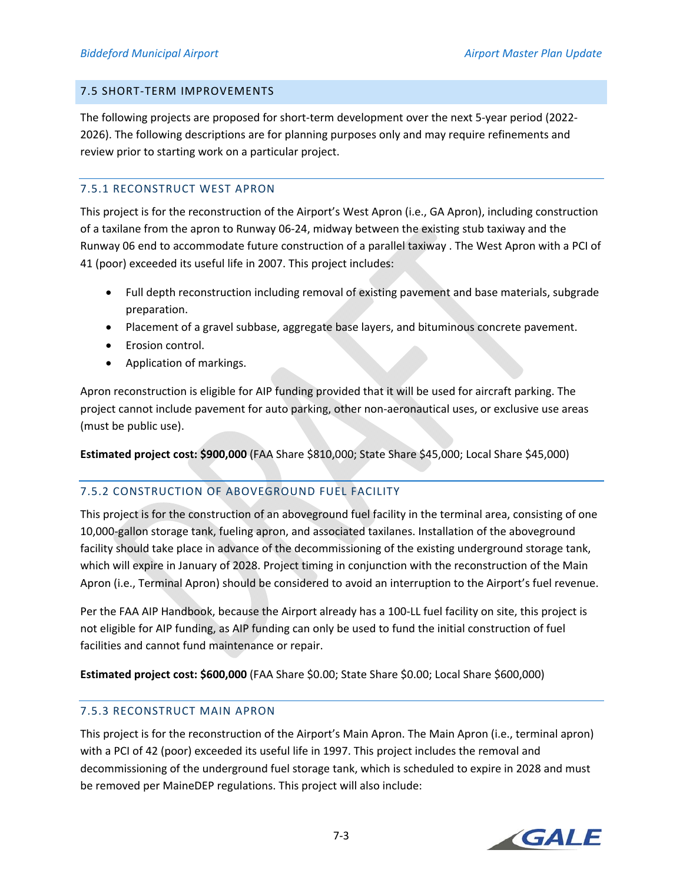## 7.5 SHORT-TERM IMPROVEMENTS

The following projects are proposed for short-term development over the next 5-year period (2022-2026). The following descriptions are for planning purposes only and may require refinements and review prior to starting work on a particular project.

### 7.5.1 RECONSTRUCT WEST APRON

This project is for the reconstruction of the Airport's West Apron (i.e., GA Apron), including construction of a taxilane from the apron to Runway 06-24, midway between the existing stub taxiway and the Runway 06 end to accommodate future construction of a parallel taxiway . The West Apron with a PCI of 41 (poor) exceeded its useful life in 2007. This project includes:

- Full depth reconstruction including removal of existing pavement and base materials, subgrade preparation.
- Placement of a gravel subbase, aggregate base layers, and bituminous concrete pavement.
- Erosion control.
- Application of markings.

Apron reconstruction is eligible for AIP funding provided that it will be used for aircraft parking. The project cannot include pavement for auto parking, other non-aeronautical uses, or exclusive use areas (must be public use).

**Estimated project cost: $900,000** (FAA Share $810,000; State Share $45,000; Local Share $45,000)

### 7.5.2 CONSTRUCTION OF ABOVEGROUND FUEL FACILITY

This project is for the construction of an aboveground fuel facility in the terminal area, consisting of one 10,000-gallon storage tank, fueling apron, and associated taxilanes. Installation of the aboveground facility should take place in advance of the decommissioning of the existing underground storage tank, which will expire in January of 2028. Project timing in conjunction with the reconstruction of the Main Apron (i.e., Terminal Apron) should be considered to avoid an interruption to the Airport's fuel revenue.

Per the FAA AIP Handbook, because the Airport already has a 100-LL fuel facility on site, this project is not eligible for AIP funding, as AIP funding can only be used to fund the initial construction of fuel facilities and cannot fund maintenance or repair.

**Estimated project cost: $600,000** (FAA Share $0.00; State Share $0.00; Local Share $600,000)

### 7.5.3 RECONSTRUCT MAIN APRON

This project is for the reconstruction of the Airport's Main Apron. The Main Apron (i.e., terminal apron) with a PCI of 42 (poor) exceeded its useful life in 1997. This project includes the removal and decommissioning of the underground fuel storage tank, which is scheduled to expire in 2028 and must be removed per MaineDEP regulations. This project will also include: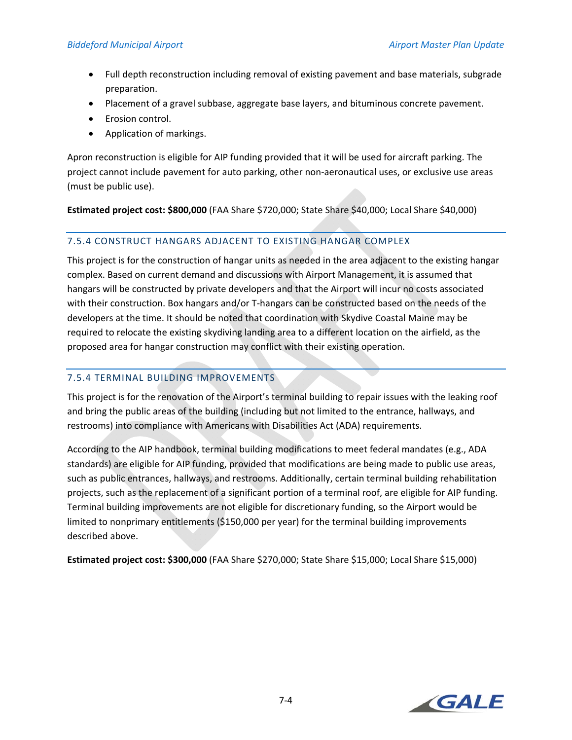- Full depth reconstruction including removal of existing pavement and base materials, subgrade preparation.
- Placement of a gravel subbase, aggregate base layers, and bituminous concrete pavement.
- Erosion control.
- Application of markings.

Apron reconstruction is eligible for AIP funding provided that it will be used for aircraft parking. The project cannot include pavement for auto parking, other non-aeronautical uses, or exclusive use areas (must be public use).

**Estimated project cost: $800,000** (FAA Share $720,000; State Share $40,000; Local Share $40,000)

### 7.5.4 CONSTRUCT HANGARS ADJACENT TO EXISTING HANGAR COMPLEX

This project is for the construction of hangar units as needed in the area adjacent to the existing hangar complex. Based on current demand and discussions with Airport Management, it is assumed that hangars will be constructed by private developers and that the Airport will incur no costs associated with their construction. Box hangars and/or T-hangars can be constructed based on the needs of the developers at the time. It should be noted that coordination with Skydive Coastal Maine may be required to relocate the existing skydiving landing area to a different location on the airfield, as the proposed area for hangar construction may conflict with their existing operation.

### 7.5.4 TERMINAL BUILDING IMPROVEMENTS

This project is for the renovation of the Airport's terminal building to repair issues with the leaking roof and bring the public areas of the building (including but not limited to the entrance, hallways, and restrooms) into compliance with Americans with Disabilities Act (ADA) requirements.

According to the AIP handbook, terminal building modifications to meet federal mandates (e.g., ADA standards) are eligible for AIP funding, provided that modifications are being made to public use areas, such as public entrances, hallways, and restrooms. Additionally, certain terminal building rehabilitation projects, such as the replacement of a significant portion of a terminal roof, are eligible for AIP funding. Terminal building improvements are not eligible for discretionary funding, so the Airport would be limited to nonprimary entitlements ($150,000 per year) for the terminal building improvements described above.

**Estimated project cost: $300,000** (FAA Share $270,000; State Share $15,000; Local Share $15,000)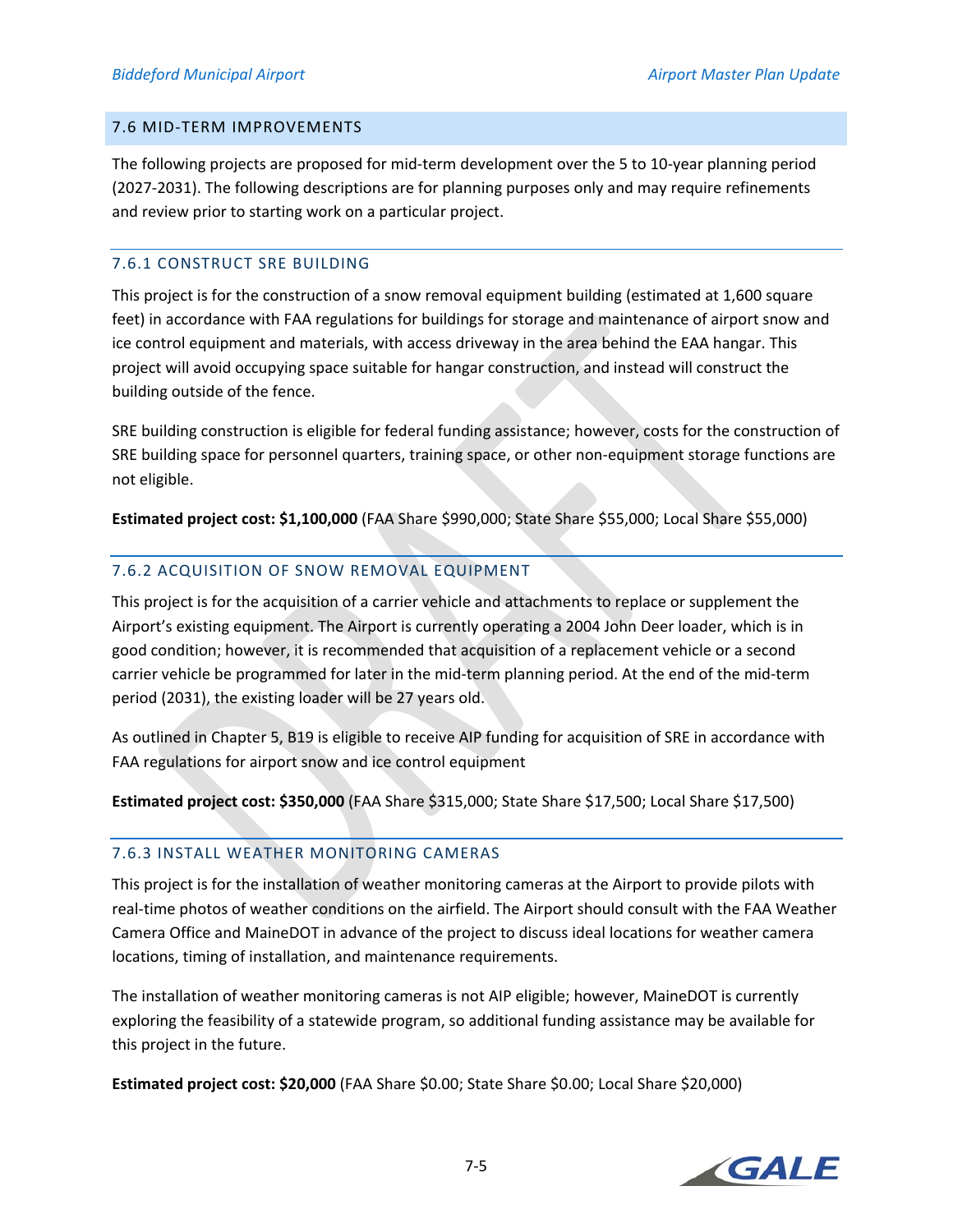## 7.6 MID-TERM IMPROVEMENTS

The following projects are proposed for mid-term development over the 5 to 10-year planning period (2027-2031). The following descriptions are for planning purposes only and may require refinements and review prior to starting work on a particular project.

### 7.6.1 CONSTRUCT SRE BUILDING

This project is for the construction of a snow removal equipment building (estimated at 1,600 square feet) in accordance with FAA regulations for buildings for storage and maintenance of airport snow and ice control equipment and materials, with access driveway in the area behind the EAA hangar. This project will avoid occupying space suitable for hangar construction, and instead will construct the building outside of the fence.

SRE building construction is eligible for federal funding assistance; however, costs for the construction of SRE building space for personnel quarters, training space, or other non-equipment storage functions are not eligible.

**Estimated project cost: $1,100,000** (FAA Share $990,000; State Share $55,000; Local Share $55,000)

### 7.6.2 ACQUISITION OF SNOW REMOVAL EQUIPMENT

This project is for the acquisition of a carrier vehicle and attachments to replace or supplement the Airport's existing equipment. The Airport is currently operating a 2004 John Deer loader, which is in good condition; however, it is recommended that acquisition of a replacement vehicle or a second carrier vehicle be programmed for later in the mid-term planning period. At the end of the mid-term period (2031), the existing loader will be 27 years old.

As outlined in Chapter 5, B19 is eligible to receive AIP funding for acquisition of SRE in accordance with FAA regulations for airport snow and ice control equipment

**Estimated project cost: $350,000** (FAA Share $315,000; State Share $17,500; Local Share $17,500)

### 7.6.3 INSTALL WEATHER MONITORING CAMERAS

This project is for the installation of weather monitoring cameras at the Airport to provide pilots with real-time photos of weather conditions on the airfield. The Airport should consult with the FAA Weather Camera Office and MaineDOT in advance of the project to discuss ideal locations for weather camera locations, timing of installation, and maintenance requirements.

The installation of weather monitoring cameras is not AIP eligible; however, MaineDOT is currently exploring the feasibility of a statewide program, so additional funding assistance may be available for this project in the future.

**Estimated project cost: $20,000** (FAA Share $0.00; State Share $0.00; Local Share $20,000)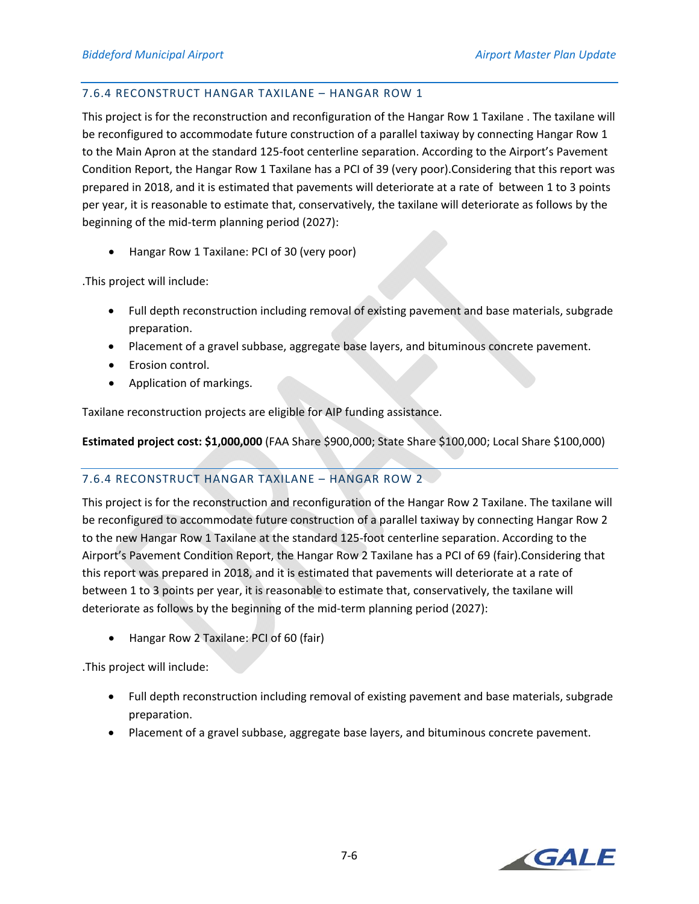### 7.6.4 RECONSTRUCT HANGAR TAXILANE – HANGAR ROW 1

This project is for the reconstruction and reconfiguration of the Hangar Row 1 Taxilane . The taxilane will be reconfigured to accommodate future construction of a parallel taxiway by connecting Hangar Row 1 to the Main Apron at the standard 125-foot centerline separation. According to the Airport's Pavement Condition Report, the Hangar Row 1 Taxilane has a PCI of 39 (very poor).Considering that this report was prepared in 2018, and it is estimated that pavements will deteriorate at a rate of between 1 to 3 points per year, it is reasonable to estimate that, conservatively, the taxilane will deteriorate as follows by the beginning of the mid-term planning period (2027):

- Hangar Row 1 Taxilane: PCI of 30 (very poor)

.This project will include:

- Full depth reconstruction including removal of existing pavement and base materials, subgrade preparation.
- Placement of a gravel subbase, aggregate base layers, and bituminous concrete pavement.
- Erosion control.
- Application of markings.

Taxilane reconstruction projects are eligible for AIP funding assistance.

**Estimated project cost: $1,000,000** (FAA Share $900,000; State Share $100,000; Local Share $100,000)

### 7.6.4 RECONSTRUCT HANGAR TAXILANE – HANGAR ROW 2

This project is for the reconstruction and reconfiguration of the Hangar Row 2 Taxilane. The taxilane will be reconfigured to accommodate future construction of a parallel taxiway by connecting Hangar Row 2 to the new Hangar Row 1 Taxilane at the standard 125-foot centerline separation. According to the Airport's Pavement Condition Report, the Hangar Row 2 Taxilane has a PCI of 69 (fair).Considering that this report was prepared in 2018, and it is estimated that pavements will deteriorate at a rate of between 1 to 3 points per year, it is reasonable to estimate that, conservatively, the taxilane will deteriorate as follows by the beginning of the mid-term planning period (2027):

- Hangar Row 2 Taxilane: PCI of 60 (fair)

.This project will include:

- Full depth reconstruction including removal of existing pavement and base materials, subgrade preparation.
- Placement of a gravel subbase, aggregate base layers, and bituminous concrete pavement.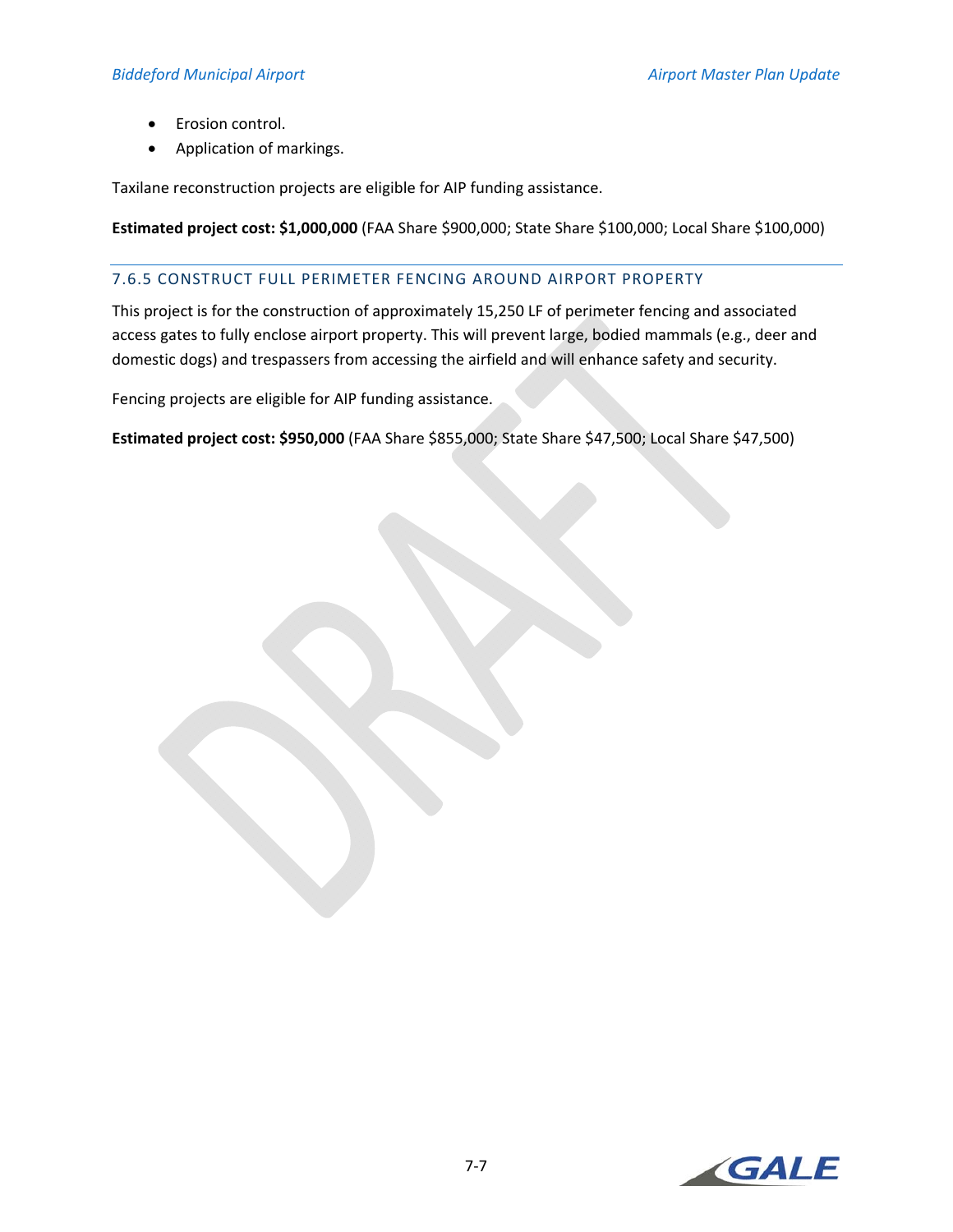- Erosion control.
- Application of markings.

Taxilane reconstruction projects are eligible for AIP funding assistance.

**Estimated project cost: $1,000,000** (FAA Share $900,000; State Share $100,000; Local Share $100,000)

### 7.6.5 CONSTRUCT FULL PERIMETER FENCING AROUND AIRPORT PROPERTY

This project is for the construction of approximately 15,250 LF of perimeter fencing and associated access gates to fully enclose airport property. This will prevent large, bodied mammals (e.g., deer and domestic dogs) and trespassers from accessing the airfield and will enhance safety and security.

Fencing projects are eligible for AIP funding assistance.

**Estimated project cost: $950,000** (FAA Share $855,000; State Share $47,500; Local Share $47,500)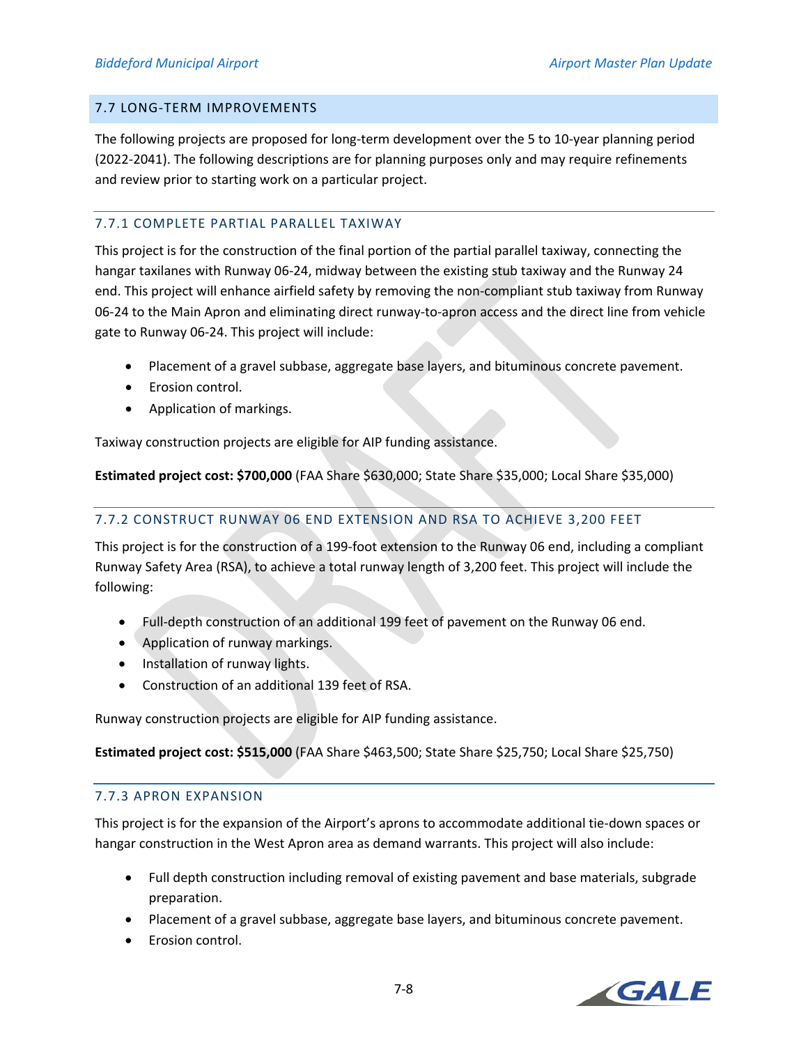## 7.7 LONG-TERM IMPROVEMENTS

The following projects are proposed for long-term development over the 5 to 10-year planning period (2022-2041). The following descriptions are for planning purposes only and may require refinements and review prior to starting work on a particular project.

### 7.7.1 COMPLETE PARTIAL PARALLEL TAXIWAY

This project is for the construction of the final portion of the partial parallel taxiway, connecting the hangar taxilanes with Runway 06-24, midway between the existing stub taxiway and the Runway 24 end. This project will enhance airfield safety by removing the non-compliant stub taxiway from Runway 06-24 to the Main Apron and eliminating direct runway-to-apron access and the direct line from vehicle gate to Runway 06-24. This project will include:

- Placement of a gravel subbase, aggregate base layers, and bituminous concrete pavement.
- Erosion control.
- Application of markings.

Taxiway construction projects are eligible for AIP funding assistance.

**Estimated project cost: $700,000** (FAA Share $630,000; State Share $35,000; Local Share $35,000)

### 7.7.2 CONSTRUCT RUNWAY 06 END EXTENSION AND RSA TO ACHIEVE 3,200 FEET

This project is for the construction of a 199-foot extension to the Runway 06 end, including a compliant Runway Safety Area (RSA), to achieve a total runway length of 3,200 feet. This project will include the following:

- Full-depth construction of an additional 199 feet of pavement on the Runway 06 end.
- Application of runway markings.
- Installation of runway lights.
- Construction of an additional 139 feet of RSA.

Runway construction projects are eligible for AIP funding assistance.

**Estimated project cost: $515,000** (FAA Share $463,500; State Share $25,750; Local Share $25,750)

### 7.7.3 APRON EXPANSION

This project is for the expansion of the Airport's aprons to accommodate additional tie-down spaces or hangar construction in the West Apron area as demand warrants. This project will also include:

- Full depth construction including removal of existing pavement and base materials, subgrade preparation.
- Placement of a gravel subbase, aggregate base layers, and bituminous concrete pavement.
- Erosion control.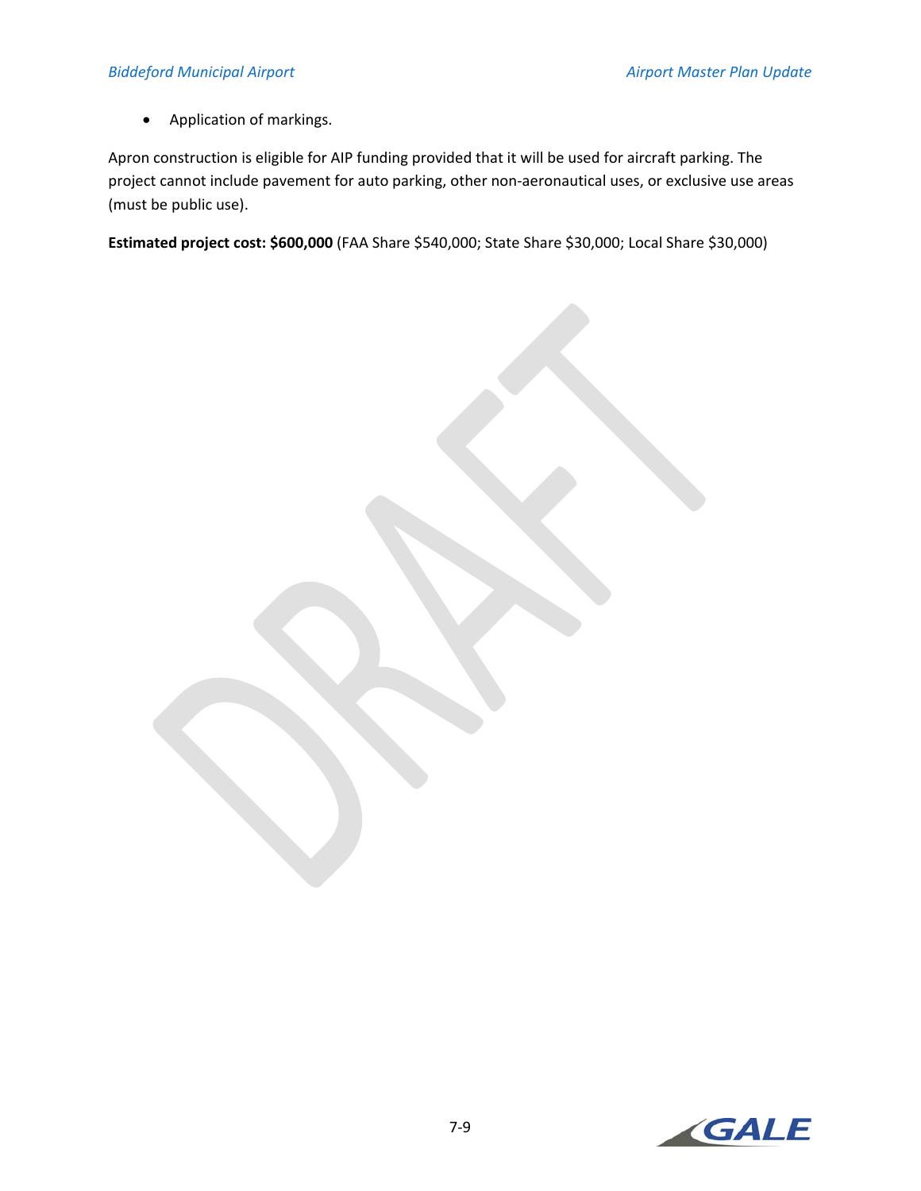- Application of markings.

Apron construction is eligible for AIP funding provided that it will be used for aircraft parking. The project cannot include pavement for auto parking, other non-aeronautical uses, or exclusive use areas (must be public use).

**Estimated project cost: $600,000** (FAA Share $540,000; State Share $30,000; Local Share $30,000)